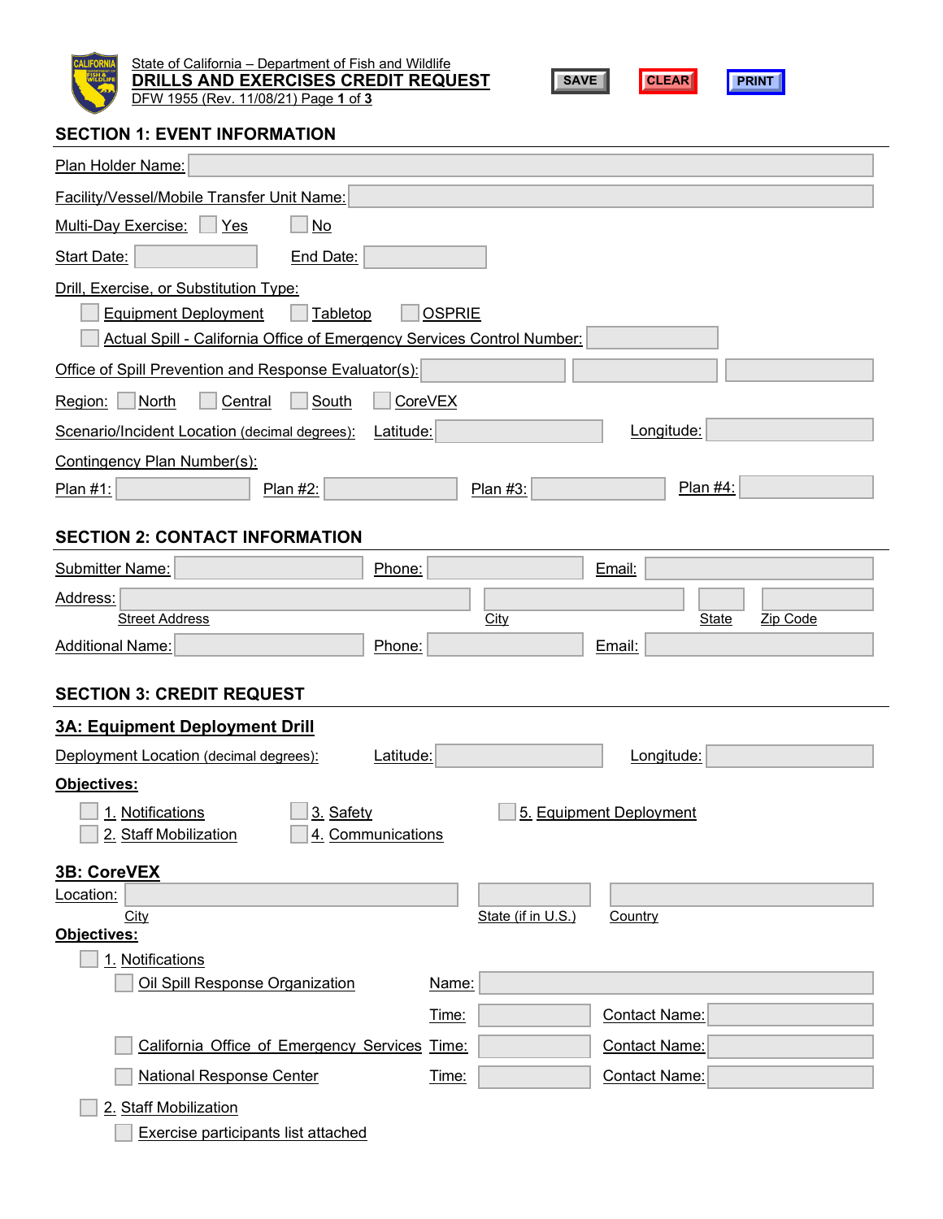State of California – Department of Fish and Wildlife

# DRILLS AND EXERCISES CREDIT REQUEST

DFW 1955 (Rev. 11/08/21) Page 1 of 3

SAVE CLEAR PRINT

## SECTION 1: EVENT INFORMATION

Plan Holder Name:

Facility/Vessel/Mobile Transfer Unit Name:

Multi-Day Exercise: ☐ Yes ☐ No

Start Date: End Date:

Drill, Exercise, or Substitution Type:

☐ Equipment Deployment ☐ Tabletop ☐ OSPRIE

☐ Actual Spill - California Office of Emergency Services Control Number:

Office of Spill Prevention and Response Evaluator(s):

Region: ☐ North ☐ Central ☐ South ☐ CoreVEX

Scenario/Incident Location (decimal degrees): Latitude: Longitude:

Contingency Plan Number(s):

Plan #1: Plan #2: Plan #3: Plan #4:

## SECTION 2: CONTACT INFORMATION

Submitter Name: Phone: Email:

Address: Street Address City State Zip Code

Additional Name: Phone: Email:

## SECTION 3: CREDIT REQUEST

### 3A: Equipment Deployment Drill

Deployment Location (decimal degrees): Latitude: Longitude:

**Objectives:**

☐ 1. Notifications
☐ 2. Staff Mobilization
☐ 3. Safety
☐ 4. Communications
☐ 5. Equipment Deployment

### 3B: CoreVEX

Location: City State (if in U.S.) Country

**Objectives:**

☐ 1. Notifications

- ☐ Oil Spill Response Organization Name:
  Time: Contact Name:
- ☐ California Office of Emergency Services Time: Contact Name:
- ☐ National Response Center Time: Contact Name:

☐ 2. Staff Mobilization

- ☐ Exercise participants list attached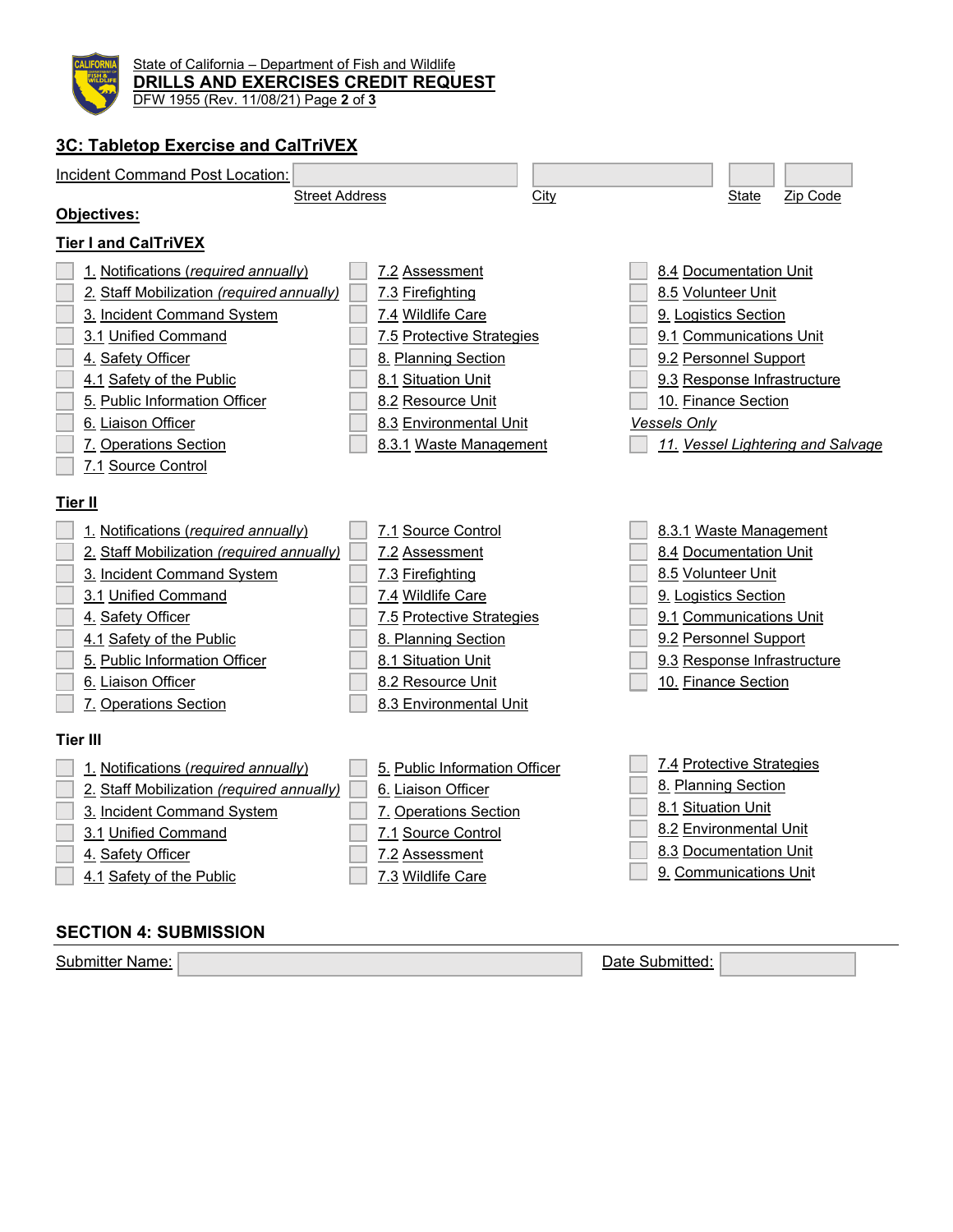State of California – Department of Fish and Wildlife
**DRILLS AND EXERCISES CREDIT REQUEST**
DFW 1955 (Rev. 11/08/21)

## 3C: Tabletop Exercise and CalTriVEX

Incident Command Post Location: ______ Street Address ______ City ______ State ______ Zip Code

**Objectives:**

**Tier I and CalTriVEX**

- ☐ 1. Notifications (*required annually*)
- ☐ 2. Staff Mobilization (*required annually*)
- ☐ 3. Incident Command System
- ☐ 3.1 Unified Command
- ☐ 4. Safety Officer
- ☐ 4.1 Safety of the Public
- ☐ 5. Public Information Officer
- ☐ 6. Liaison Officer
- ☐ 7. Operations Section
- ☐ 7.1 Source Control
- ☐ 7.2 Assessment
- ☐ 7.3 Firefighting
- ☐ 7.4 Wildlife Care
- ☐ 7.5 Protective Strategies
- ☐ 8. Planning Section
- ☐ 8.1 Situation Unit
- ☐ 8.2 Resource Unit
- ☐ 8.3 Environmental Unit
- ☐ 8.3.1 Waste Management
- ☐ 8.4 Documentation Unit
- ☐ 8.5 Volunteer Unit
- ☐ 9. Logistics Section
- ☐ 9.1 Communications Unit
- ☐ 9.2 Personnel Support
- ☐ 9.3 Response Infrastructure
- ☐ 10. Finance Section

*Vessels Only*

- ☐ *11. Vessel Lightering and Salvage*

**Tier II**

- ☐ 1. Notifications (*required annually*)
- ☐ 2. Staff Mobilization (*required annually*)
- ☐ 3. Incident Command System
- ☐ 3.1 Unified Command
- ☐ 4. Safety Officer
- ☐ 4.1 Safety of the Public
- ☐ 5. Public Information Officer
- ☐ 6. Liaison Officer
- ☐ 7. Operations Section
- ☐ 7.1 Source Control
- ☐ 7.2 Assessment
- ☐ 7.3 Firefighting
- ☐ 7.4 Wildlife Care
- ☐ 7.5 Protective Strategies
- ☐ 8. Planning Section
- ☐ 8.1 Situation Unit
- ☐ 8.2 Resource Unit
- ☐ 8.3 Environmental Unit
- ☐ 8.3.1 Waste Management
- ☐ 8.4 Documentation Unit
- ☐ 8.5 Volunteer Unit
- ☐ 9. Logistics Section
- ☐ 9.1 Communications Unit
- ☐ 9.2 Personnel Support
- ☐ 9.3 Response Infrastructure
- ☐ 10. Finance Section

**Tier III**

- ☐ 1. Notifications (*required annually*)
- ☐ 2. Staff Mobilization (*required annually*)
- ☐ 3. Incident Command System
- ☐ 3.1 Unified Command
- ☐ 4. Safety Officer
- ☐ 4.1 Safety of the Public
- ☐ 5. Public Information Officer
- ☐ 6. Liaison Officer
- ☐ 7. Operations Section
- ☐ 7.1 Source Control
- ☐ 7.2 Assessment
- ☐ 7.3 Wildlife Care
- ☐ 7.4 Protective Strategies
- ☐ 8. Planning Section
- ☐ 8.1 Situation Unit
- ☐ 8.2 Environmental Unit
- ☐ 8.3 Documentation Unit
- ☐ 9. Communications Unit

## SECTION 4: SUBMISSION

Submitter Name: ______ Date Submitted: ______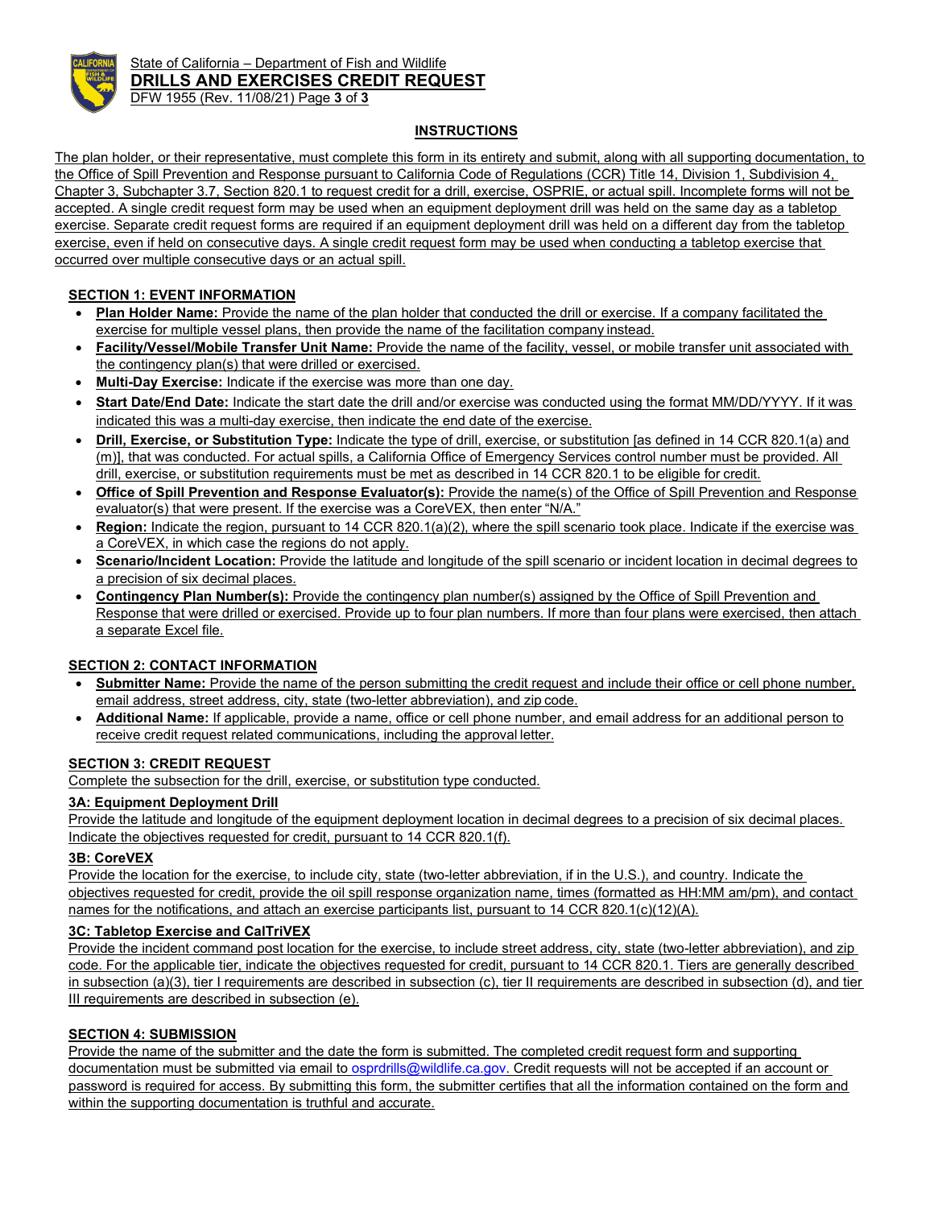State of California – Department of Fish and Wildlife
**DRILLS AND EXERCISES CREDIT REQUEST**
DFW 1955 (Rev. 11/08/21)

# INSTRUCTIONS

The plan holder, or their representative, must complete this form in its entirety and submit, along with all supporting documentation, to the Office of Spill Prevention and Response pursuant to California Code of Regulations (CCR) Title 14, Division 1, Subdivision 4, Chapter 3, Subchapter 3.7, Section 820.1 to request credit for a drill, exercise, OSPRIE, or actual spill. Incomplete forms will not be accepted. A single credit request form may be used when an equipment deployment drill was held on the same day as a tabletop exercise. Separate credit request forms are required if an equipment deployment drill was held on a different day from the tabletop exercise, even if held on consecutive days. A single credit request form may be used when conducting a tabletop exercise that occurred over multiple consecutive days or an actual spill.

## SECTION 1: EVENT INFORMATION

- **Plan Holder Name:** Provide the name of the plan holder that conducted the drill or exercise. If a company facilitated the exercise for multiple vessel plans, then provide the name of the facilitation company instead.
- **Facility/Vessel/Mobile Transfer Unit Name:** Provide the name of the facility, vessel, or mobile transfer unit associated with the contingency plan(s) that were drilled or exercised.
- **Multi-Day Exercise:** Indicate if the exercise was more than one day.
- **Start Date/End Date:** Indicate the start date the drill and/or exercise was conducted using the format MM/DD/YYYY. If it was indicated this was a multi-day exercise, then indicate the end date of the exercise.
- **Drill, Exercise, or Substitution Type:** Indicate the type of drill, exercise, or substitution [as defined in 14 CCR 820.1(a) and (m)], that was conducted. For actual spills, a California Office of Emergency Services control number must be provided. All drill, exercise, or substitution requirements must be met as described in 14 CCR 820.1 to be eligible for credit.
- ***Office of Spill Prevention and Response Evaluator(s):*** Provide the name(s) of the Office of Spill Prevention and Response evaluator(s) that were present. If the exercise was a CoreVEX, then enter "N/A."
- **Region:** Indicate the region, pursuant to 14 CCR 820.1(a)(2), where the spill scenario took place. Indicate if the exercise was a CoreVEX, in which case the regions do not apply.
- **Scenario/Incident Location:** Provide the latitude and longitude of the spill scenario or incident location in decimal degrees to a precision of six decimal places.
- **Contingency Plan Number(s):** Provide the contingency plan number(s) assigned by the Office of Spill Prevention and Response that were drilled or exercised. Provide up to four plan numbers. If more than four plans were exercised, then attach a separate Excel file.

## SECTION 2: CONTACT INFORMATION

- **Submitter Name:** Provide the name of the person submitting the credit request and include their office or cell phone number, email address, street address, city, state (two-letter abbreviation), and zip code.
- **Additional Name:** If applicable, provide a name, office or cell phone number, and email address for an additional person to receive credit request related communications, including the approval letter.

## SECTION 3: CREDIT REQUEST

Complete the subsection for the drill, exercise, or substitution type conducted.

### 3A: Equipment Deployment Drill

Provide the latitude and longitude of the equipment deployment location in decimal degrees to a precision of six decimal places. Indicate the objectives requested for credit, pursuant to 14 CCR 820.1(f).

### 3B: CoreVEX

Provide the location for the exercise, to include city, state (two-letter abbreviation, if in the U.S.), and country. Indicate the objectives requested for credit, provide the oil spill response organization name, times (formatted as HH:MM am/pm), and contact names for the notifications, and attach an exercise participants list, pursuant to 14 CCR 820.1(c)(12)(A).

### 3C: Tabletop Exercise and CalTriVEX

Provide the incident command post location for the exercise, to include street address, city, state (two-letter abbreviation), and zip code. For the applicable tier, indicate the objectives requested for credit, pursuant to 14 CCR 820.1. Tiers are generally described in subsection (a)(3), tier I requirements are described in subsection (c), tier II requirements are described in subsection (d), and tier III requirements are described in subsection (e).

## SECTION 4: SUBMISSION

Provide the name of the submitter and the date the form is submitted. The completed credit request form and supporting documentation must be submitted via email to osprdrills@wildlife.ca.gov. Credit requests will not be accepted if an account or password is required for access. By submitting this form, the submitter certifies that all the information contained on the form and within the supporting documentation is truthful and accurate.